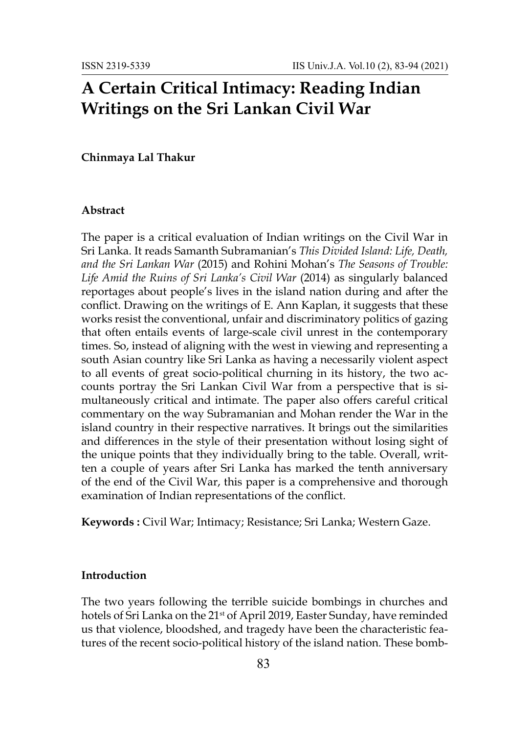# A Certain Critical Intimacy: Reading Indian Writings on the Sri Lankan Civil War

**Chinmaya Lal Thakur**

### Abstract

The paper is a critical evaluation of Indian writings on the Civil War in Sri Lanka. It reads Samanth Subramanian's *This Divided Island: Life, Death, and the Sri Lankan War* (2015) and Rohini Mohan's *The Seasons of Trouble: Life Amid the Ruins of Sri Lanka's Civil War* (2014) as singularly balanced reportages about people's lives in the island nation during and after the conflict. Drawing on the writings of E. Ann Kaplan, it suggests that these works resist the conventional, unfair and discriminatory politics of gazing that often entails events of large-scale civil unrest in the contemporary times. So, instead of aligning with the west in viewing and representing a south Asian country like Sri Lanka as having a necessarily violent aspect to all events of great socio-political churning in its history, the two accounts portray the Sri Lankan Civil War from a perspective that is simultaneously critical and intimate. The paper also offers careful critical commentary on the way Subramanian and Mohan render the War in the island country in their respective narratives. It brings out the similarities and differences in the style of their presentation without losing sight of the unique points that they individually bring to the table. Overall, written a couple of years after Sri Lanka has marked the tenth anniversary of the end of the Civil War, this paper is a comprehensive and thorough examination of Indian representations of the conflict.

**Keywords :** Civil War; Intimacy; Resistance; Sri Lanka; Western Gaze.

### Introduction

The two years following the terrible suicide bombings in churches and hotels of Sri Lanka on the 21st of April 2019, Easter Sunday, have reminded us that violence, bloodshed, and tragedy have been the characteristic features of the recent socio-political history of the island nation. These bomb-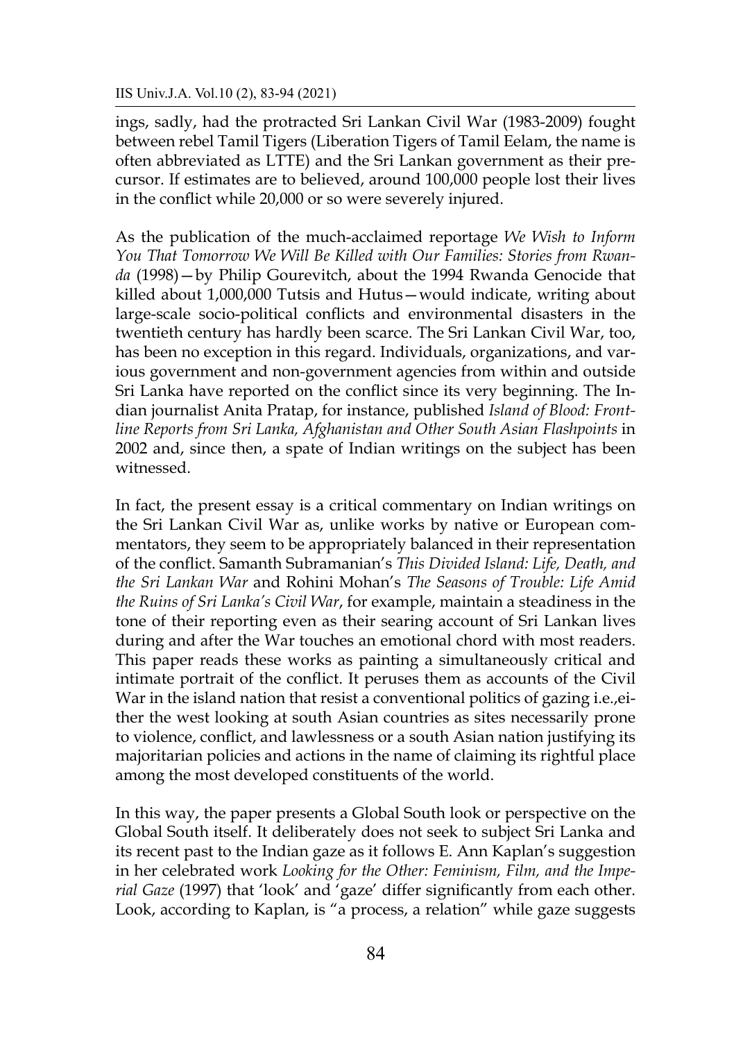ings, sadly, had the protracted Sri Lankan Civil War (1983-2009) fought between rebel Tamil Tigers (Liberation Tigers of Tamil Eelam, the name is often abbreviated as LTTE) and the Sri Lankan government as their precursor. If estimates are to believed, around 100,000 people lost their lives in the conflict while 20,000 or so were severely injured.

As the publication of the much-acclaimed reportage *We Wish to Inform You That Tomorrow We Will Be Killed with Our Families: Stories from Rwanda* (1998)—by Philip Gourevitch, about the 1994 Rwanda Genocide that killed about 1,000,000 Tutsis and Hutus—would indicate, writing about large-scale socio-political conflicts and environmental disasters in the twentieth century has hardly been scarce. The Sri Lankan Civil War, too, has been no exception in this regard. Individuals, organizations, and various government and non-government agencies from within and outside Sri Lanka have reported on the conflict since its very beginning. The Indian journalist Anita Pratap, for instance, published *Island of Blood: Frontline Reports from Sri Lanka, Afghanistan and Other South Asian Flashpoints* in 2002 and, since then, a spate of Indian writings on the subject has been witnessed.

In fact, the present essay is a critical commentary on Indian writings on the Sri Lankan Civil War as, unlike works by native or European commentators, they seem to be appropriately balanced in their representation of the conflict. Samanth Subramanian's *This Divided Island: Life, Death, and the Sri Lankan War* and Rohini Mohan's *The Seasons of Trouble: Life Amid the Ruins of Sri Lanka's Civil War*, for example, maintain a steadiness in the tone of their reporting even as their searing account of Sri Lankan lives during and after the War touches an emotional chord with most readers. This paper reads these works as painting a simultaneously critical and intimate portrait of the conflict. It peruses them as accounts of the Civil War in the island nation that resist a conventional politics of gazing i.e.,either the west looking at south Asian countries as sites necessarily prone to violence, conflict, and lawlessness or a south Asian nation justifying its majoritarian policies and actions in the name of claiming its rightful place among the most developed constituents of the world.

In this way, the paper presents a Global South look or perspective on the Global South itself. It deliberately does not seek to subject Sri Lanka and its recent past to the Indian gaze as it follows E. Ann Kaplan's suggestion in her celebrated work *Looking for the Other: Feminism, Film, and the Imperial Gaze* (1997) that 'look' and 'gaze' differ significantly from each other. Look, according to Kaplan, is "a process, a relation" while gaze suggests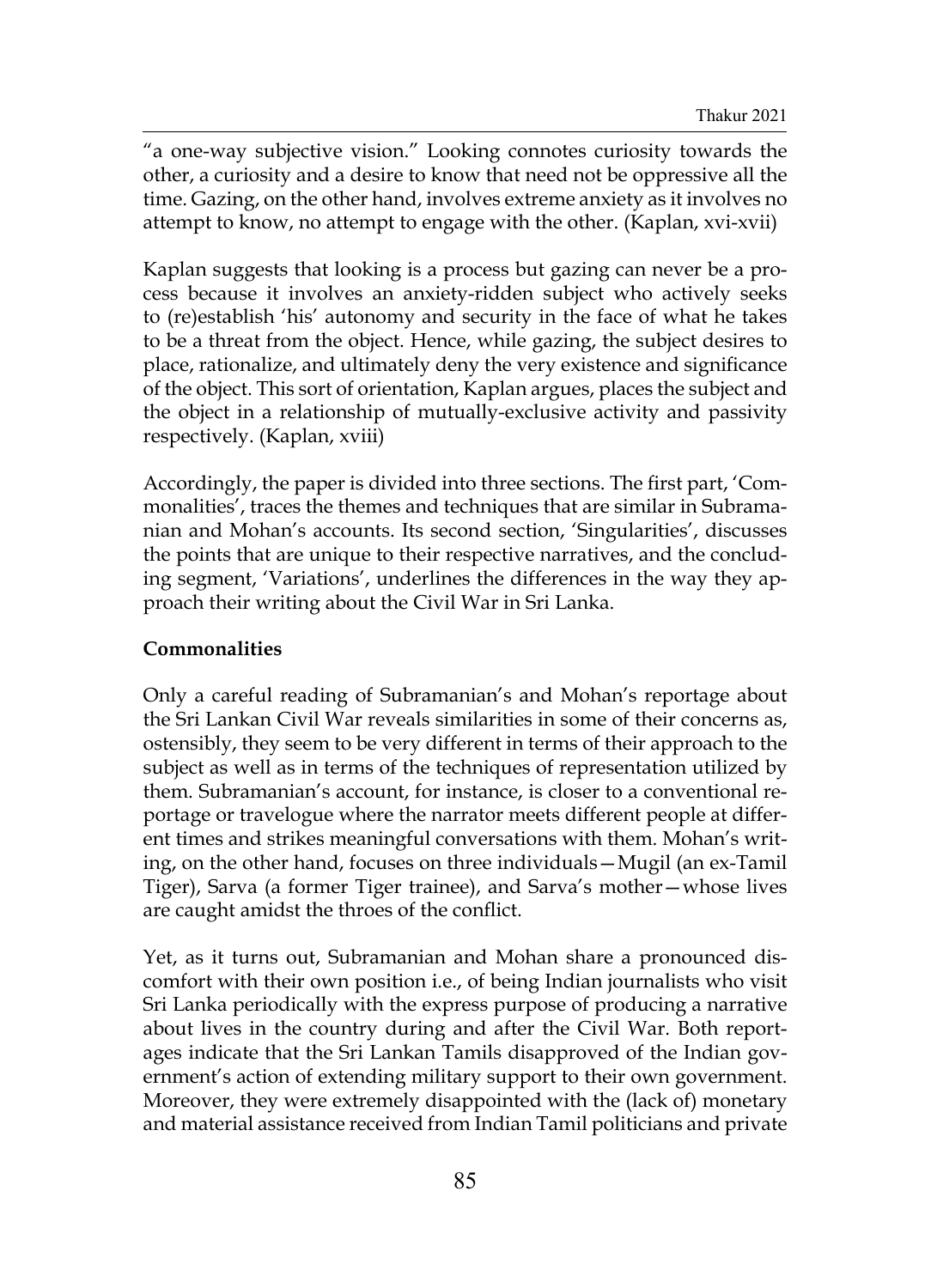"a one-way subjective vision." Looking connotes curiosity towards the other, a curiosity and a desire to know that need not be oppressive all the time. Gazing, on the other hand, involves extreme anxiety as it involves no attempt to know, no attempt to engage with the other. (Kaplan, xvi-xvii)

Kaplan suggests that looking is a process but gazing can never be a process because it involves an anxiety-ridden subject who actively seeks to (re)establish 'his' autonomy and security in the face of what he takes to be a threat from the object. Hence, while gazing, the subject desires to place, rationalize, and ultimately deny the very existence and significance of the object. This sort of orientation, Kaplan argues, places the subject and the object in a relationship of mutually-exclusive activity and passivity respectively. (Kaplan, xviii)

Accordingly, the paper is divided into three sections. The first part, 'Commonalities', traces the themes and techniques that are similar in Subramanian and Mohan's accounts. Its second section, 'Singularities', discusses the points that are unique to their respective narratives, and the concluding segment, 'Variations', underlines the differences in the way they approach their writing about the Civil War in Sri Lanka.

**Commonalities**

Only a careful reading of Subramanian's and Mohan's reportage about the Sri Lankan Civil War reveals similarities in some of their concerns as, ostensibly, they seem to be very different in terms of their approach to the subject as well as in terms of the techniques of representation utilized by them. Subramanian's account, for instance, is closer to a conventional reportage or travelogue where the narrator meets different people at different times and strikes meaningful conversations with them. Mohan's writing, on the other hand, focuses on three individuals—Mugil (an ex-Tamil Tiger), Sarva (a former Tiger trainee), and Sarva's mother—whose lives are caught amidst the throes of the conflict.

Yet, as it turns out, Subramanian and Mohan share a pronounced discomfort with their own position i.e., of being Indian journalists who visit Sri Lanka periodically with the express purpose of producing a narrative about lives in the country during and after the Civil War. Both reportages indicate that the Sri Lankan Tamils disapproved of the Indian government's action of extending military support to their own government. Moreover, they were extremely disappointed with the (lack of) monetary and material assistance received from Indian Tamil politicians and private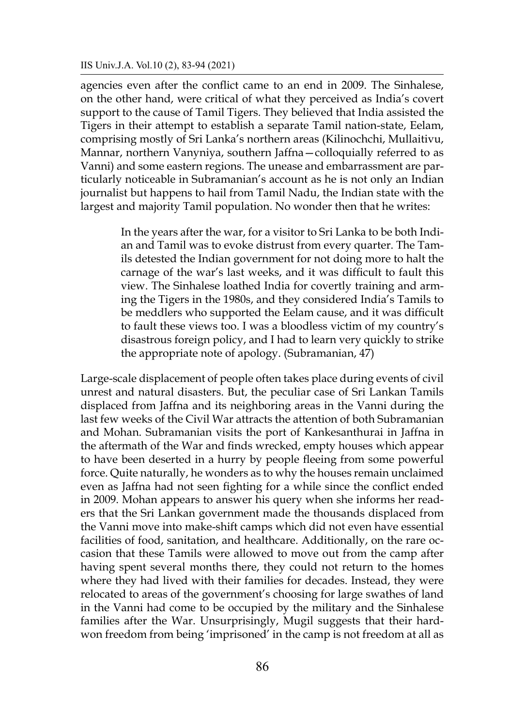agencies even after the conflict came to an end in 2009. The Sinhalese, on the other hand, were critical of what they perceived as India's covert support to the cause of Tamil Tigers. They believed that India assisted the Tigers in their attempt to establish a separate Tamil nation-state, Eelam, comprising mostly of Sri Lanka's northern areas (Kilinochchi, Mullaitivu, Mannar, northern Vanyniya, southern Jaffna—colloquially referred to as Vanni) and some eastern regions. The unease and embarrassment are particularly noticeable in Subramanian's account as he is not only an Indian journalist but happens to hail from Tamil Nadu, the Indian state with the largest and majority Tamil population. No wonder then that he writes:

> In the years after the war, for a visitor to Sri Lanka to be both Indian and Tamil was to evoke distrust from every quarter. The Tamils detested the Indian government for not doing more to halt the carnage of the war's last weeks, and it was difficult to fault this view. The Sinhalese loathed India for covertly training and arming the Tigers in the 1980s, and they considered India's Tamils to be meddlers who supported the Eelam cause, and it was difficult to fault these views too. I was a bloodless victim of my country's disastrous foreign policy, and I had to learn very quickly to strike the appropriate note of apology. (Subramanian, 47)

Large-scale displacement of people often takes place during events of civil unrest and natural disasters. But, the peculiar case of Sri Lankan Tamils displaced from Jaffna and its neighboring areas in the Vanni during the last few weeks of the Civil War attracts the attention of both Subramanian and Mohan. Subramanian visits the port of Kankesanthurai in Jaffna in the aftermath of the War and finds wrecked, empty houses which appear to have been deserted in a hurry by people fleeing from some powerful force. Quite naturally, he wonders as to why the houses remain unclaimed even as Jaffna had not seen fighting for a while since the conflict ended in 2009. Mohan appears to answer his query when she informs her readers that the Sri Lankan government made the thousands displaced from the Vanni move into make-shift camps which did not even have essential facilities of food, sanitation, and healthcare. Additionally, on the rare occasion that these Tamils were allowed to move out from the camp after having spent several months there, they could not return to the homes where they had lived with their families for decades. Instead, they were relocated to areas of the government's choosing for large swathes of land in the Vanni had come to be occupied by the military and the Sinhalese families after the War. Unsurprisingly, Mugil suggests that their hard-won freedom from being 'imprisoned' in the camp is not freedom at all as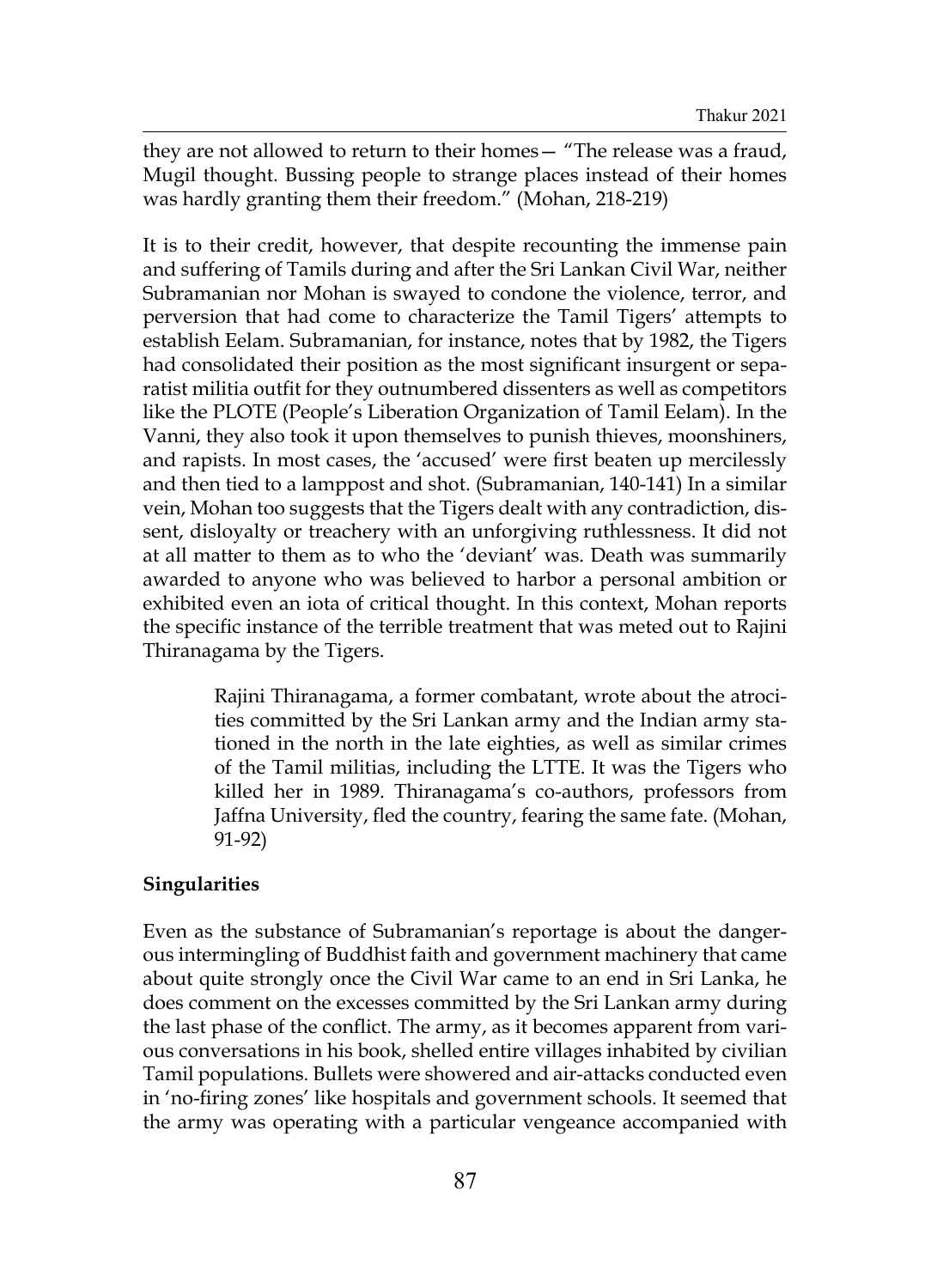they are not allowed to return to their homes— "The release was a fraud, Mugil thought. Bussing people to strange places instead of their homes was hardly granting them their freedom." (Mohan, 218-219)

It is to their credit, however, that despite recounting the immense pain and suffering of Tamils during and after the Sri Lankan Civil War, neither Subramanian nor Mohan is swayed to condone the violence, terror, and perversion that had come to characterize the Tamil Tigers' attempts to establish Eelam. Subramanian, for instance, notes that by 1982, the Tigers had consolidated their position as the most significant insurgent or separatist militia outfit for they outnumbered dissenters as well as competitors like the PLOTE (People's Liberation Organization of Tamil Eelam). In the Vanni, they also took it upon themselves to punish thieves, moonshiners, and rapists. In most cases, the 'accused' were first beaten up mercilessly and then tied to a lamppost and shot. (Subramanian, 140-141) In a similar vein, Mohan too suggests that the Tigers dealt with any contradiction, dissent, disloyalty or treachery with an unforgiving ruthlessness. It did not at all matter to them as to who the 'deviant' was. Death was summarily awarded to anyone who was believed to harbor a personal ambition or exhibited even an iota of critical thought. In this context, Mohan reports the specific instance of the terrible treatment that was meted out to Rajini Thiranagama by the Tigers.

> Rajini Thiranagama, a former combatant, wrote about the atrocities committed by the Sri Lankan army and the Indian army stationed in the north in the late eighties, as well as similar crimes of the Tamil militias, including the LTTE. It was the Tigers who killed her in 1989. Thiranagama's co-authors, professors from Jaffna University, fled the country, fearing the same fate. (Mohan, 91-92)

**Singularities**

Even as the substance of Subramanian's reportage is about the dangerous intermingling of Buddhist faith and government machinery that came about quite strongly once the Civil War came to an end in Sri Lanka, he does comment on the excesses committed by the Sri Lankan army during the last phase of the conflict. The army, as it becomes apparent from various conversations in his book, shelled entire villages inhabited by civilian Tamil populations. Bullets were showered and air-attacks conducted even in 'no-firing zones' like hospitals and government schools. It seemed that the army was operating with a particular vengeance accompanied with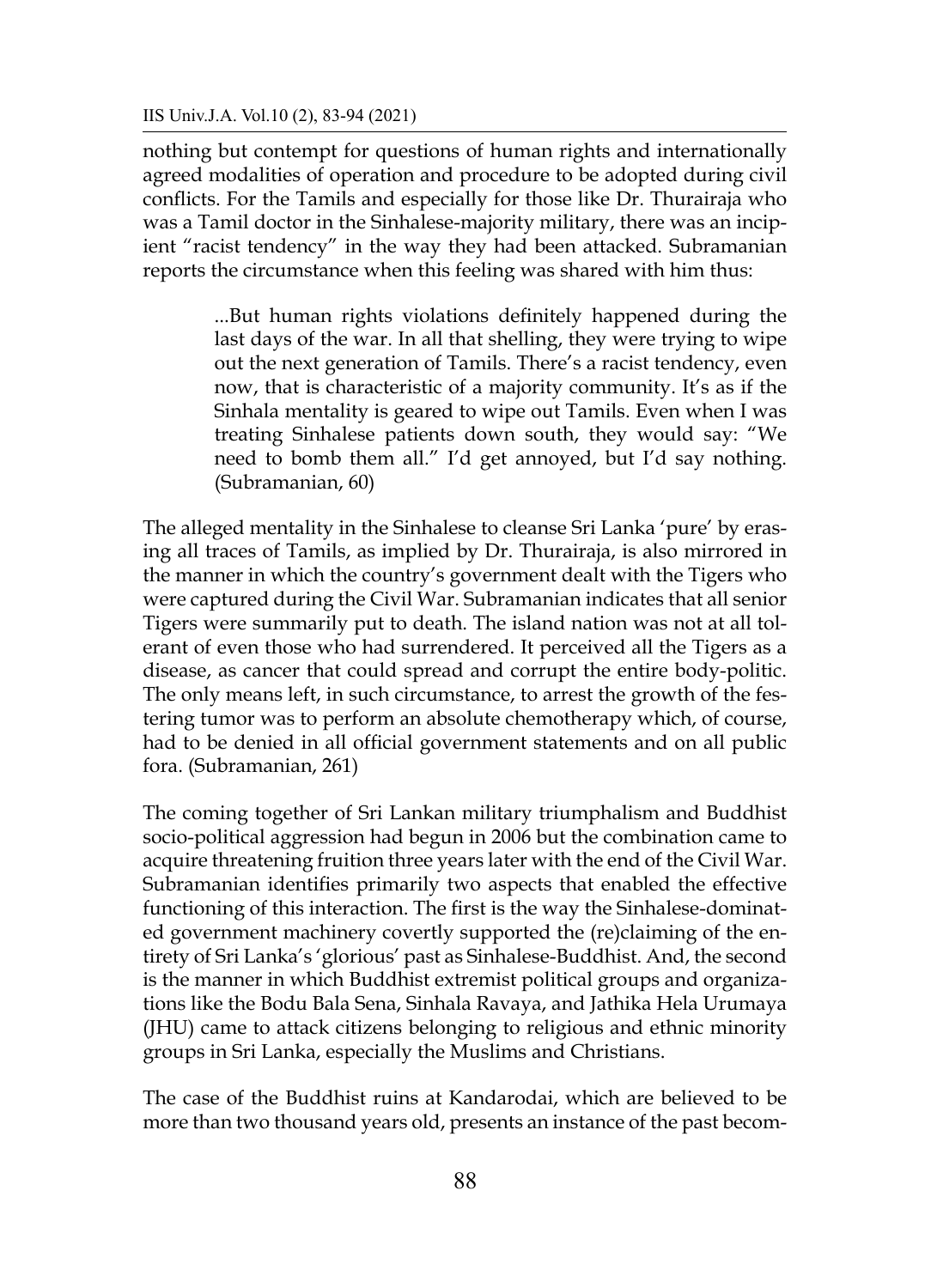nothing but contempt for questions of human rights and internationally agreed modalities of operation and procedure to be adopted during civil conflicts. For the Tamils and especially for those like Dr. Thurairaja who was a Tamil doctor in the Sinhalese-majority military, there was an incipient "racist tendency" in the way they had been attacked. Subramanian reports the circumstance when this feeling was shared with him thus:

> ...But human rights violations definitely happened during the last days of the war. In all that shelling, they were trying to wipe out the next generation of Tamils. There's a racist tendency, even now, that is characteristic of a majority community. It's as if the Sinhala mentality is geared to wipe out Tamils. Even when I was treating Sinhalese patients down south, they would say: "We need to bomb them all." I'd get annoyed, but I'd say nothing. (Subramanian, 60)

The alleged mentality in the Sinhalese to cleanse Sri Lanka 'pure' by erasing all traces of Tamils, as implied by Dr. Thurairaja, is also mirrored in the manner in which the country's government dealt with the Tigers who were captured during the Civil War. Subramanian indicates that all senior Tigers were summarily put to death. The island nation was not at all tolerant of even those who had surrendered. It perceived all the Tigers as a disease, as cancer that could spread and corrupt the entire body-politic. The only means left, in such circumstance, to arrest the growth of the festering tumor was to perform an absolute chemotherapy which, of course, had to be denied in all official government statements and on all public fora. (Subramanian, 261)

The coming together of Sri Lankan military triumphalism and Buddhist socio-political aggression had begun in 2006 but the combination came to acquire threatening fruition three years later with the end of the Civil War. Subramanian identifies primarily two aspects that enabled the effective functioning of this interaction. The first is the way the Sinhalese-dominated government machinery covertly supported the (re)claiming of the entirety of Sri Lanka's 'glorious' past as Sinhalese-Buddhist. And, the second is the manner in which Buddhist extremist political groups and organizations like the Bodu Bala Sena, Sinhala Ravaya, and Jathika Hela Urumaya (JHU) came to attack citizens belonging to religious and ethnic minority groups in Sri Lanka, especially the Muslims and Christians.

The case of the Buddhist ruins at Kandarodai, which are believed to be more than two thousand years old, presents an instance of the past becom-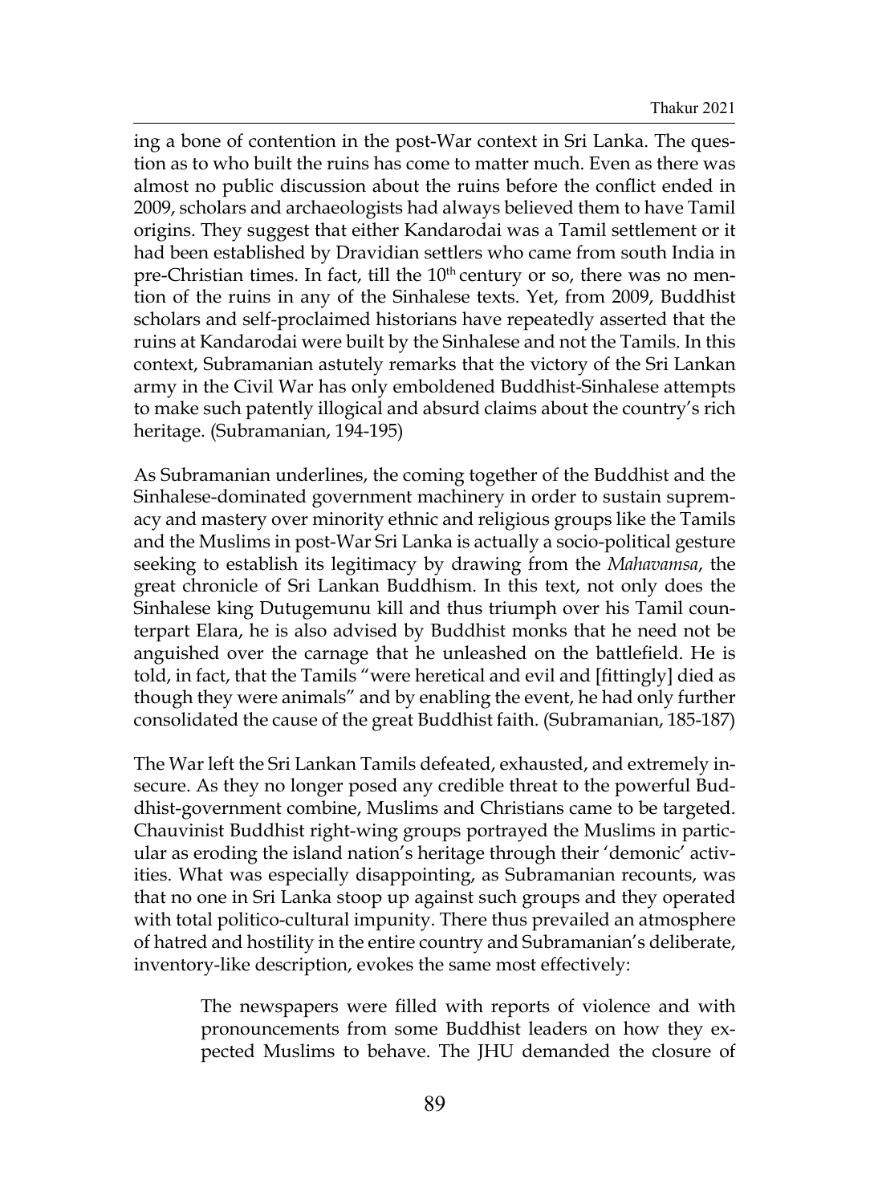ing a bone of contention in the post-War context in Sri Lanka. The question as to who built the ruins has come to matter much. Even as there was almost no public discussion about the ruins before the conflict ended in 2009, scholars and archaeologists had always believed them to have Tamil origins. They suggest that either Kandarodai was a Tamil settlement or it had been established by Dravidian settlers who came from south India in pre-Christian times. In fact, till the 10th century or so, there was no mention of the ruins in any of the Sinhalese texts. Yet, from 2009, Buddhist scholars and self-proclaimed historians have repeatedly asserted that the ruins at Kandarodai were built by the Sinhalese and not the Tamils. In this context, Subramanian astutely remarks that the victory of the Sri Lankan army in the Civil War has only emboldened Buddhist-Sinhalese attempts to make such patently illogical and absurd claims about the country's rich heritage. (Subramanian, 194-195)

As Subramanian underlines, the coming together of the Buddhist and the Sinhalese-dominated government machinery in order to sustain supremacy and mastery over minority ethnic and religious groups like the Tamils and the Muslims in post-War Sri Lanka is actually a socio-political gesture seeking to establish its legitimacy by drawing from the *Mahavamsa*, the great chronicle of Sri Lankan Buddhism. In this text, not only does the Sinhalese king Dutugemunu kill and thus triumph over his Tamil counterpart Elara, he is also advised by Buddhist monks that he need not be anguished over the carnage that he unleashed on the battlefield. He is told, in fact, that the Tamils "were heretical and evil and [fittingly] died as though they were animals" and by enabling the event, he had only further consolidated the cause of the great Buddhist faith. (Subramanian, 185-187)

The War left the Sri Lankan Tamils defeated, exhausted, and extremely insecure. As they no longer posed any credible threat to the powerful Buddhist-government combine, Muslims and Christians came to be targeted. Chauvinist Buddhist right-wing groups portrayed the Muslims in particular as eroding the island nation's heritage through their 'demonic' activities. What was especially disappointing, as Subramanian recounts, was that no one in Sri Lanka stoop up against such groups and they operated with total politico-cultural impunity. There thus prevailed an atmosphere of hatred and hostility in the entire country and Subramanian's deliberate, inventory-like description, evokes the same most effectively:

> The newspapers were filled with reports of violence and with pronouncements from some Buddhist leaders on how they expected Muslims to behave. The JHU demanded the closure of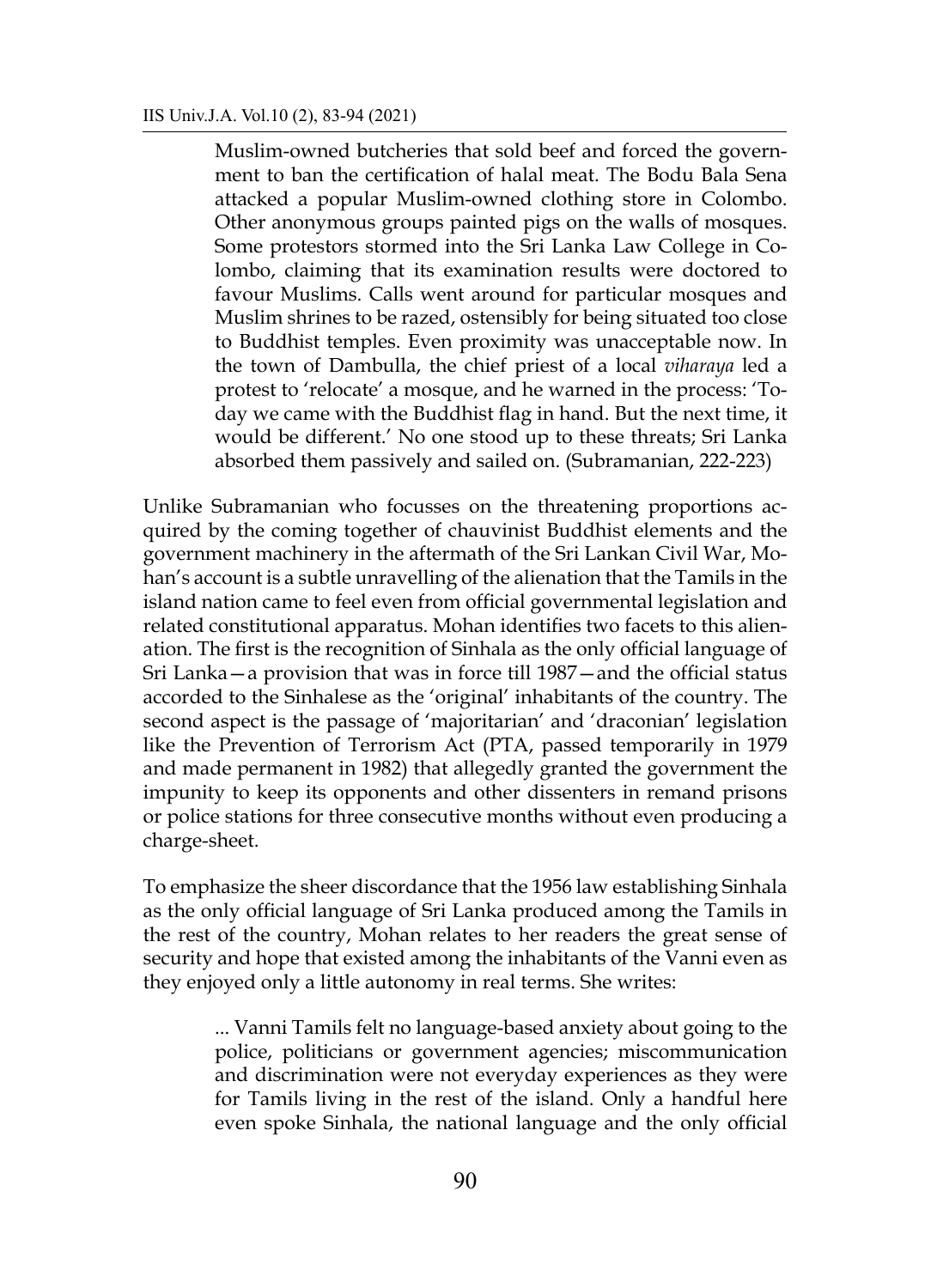> Muslim-owned butcheries that sold beef and forced the government to ban the certification of halal meat. The Bodu Bala Sena attacked a popular Muslim-owned clothing store in Colombo. Other anonymous groups painted pigs on the walls of mosques. Some protestors stormed into the Sri Lanka Law College in Colombo, claiming that its examination results were doctored to favour Muslims. Calls went around for particular mosques and Muslim shrines to be razed, ostensibly for being situated too close to Buddhist temples. Even proximity was unacceptable now. In the town of Dambulla, the chief priest of a local *viharaya* led a protest to 'relocate' a mosque, and he warned in the process: 'Today we came with the Buddhist flag in hand. But the next time, it would be different.' No one stood up to these threats; Sri Lanka absorbed them passively and sailed on. (Subramanian, 222-223)

Unlike Subramanian who focusses on the threatening proportions acquired by the coming together of chauvinist Buddhist elements and the government machinery in the aftermath of the Sri Lankan Civil War, Mohan's account is a subtle unravelling of the alienation that the Tamils in the island nation came to feel even from official governmental legislation and related constitutional apparatus. Mohan identifies two facets to this alienation. The first is the recognition of Sinhala as the only official language of Sri Lanka—a provision that was in force till 1987—and the official status accorded to the Sinhalese as the 'original' inhabitants of the country. The second aspect is the passage of 'majoritarian' and 'draconian' legislation like the Prevention of Terrorism Act (PTA, passed temporarily in 1979 and made permanent in 1982) that allegedly granted the government the impunity to keep its opponents and other dissenters in remand prisons or police stations for three consecutive months without even producing a charge-sheet.

To emphasize the sheer discordance that the 1956 law establishing Sinhala as the only official language of Sri Lanka produced among the Tamils in the rest of the country, Mohan relates to her readers the great sense of security and hope that existed among the inhabitants of the Vanni even as they enjoyed only a little autonomy in real terms. She writes:

> ... Vanni Tamils felt no language-based anxiety about going to the police, politicians or government agencies; miscommunication and discrimination were not everyday experiences as they were for Tamils living in the rest of the island. Only a handful here even spoke Sinhala, the national language and the only official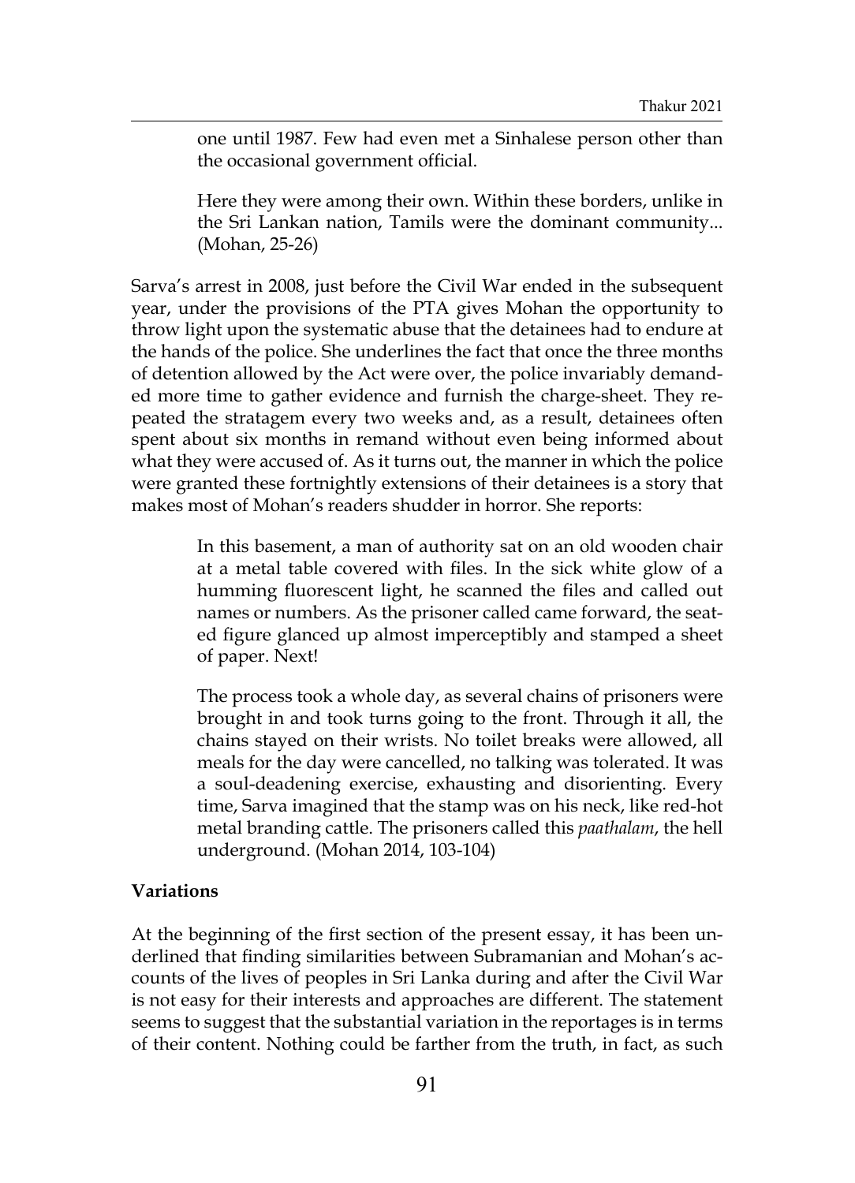> one until 1987. Few had even met a Sinhalese person other than the occasional government official.
>
> Here they were among their own. Within these borders, unlike in the Sri Lankan nation, Tamils were the dominant community... (Mohan, 25-26)

Sarva's arrest in 2008, just before the Civil War ended in the subsequent year, under the provisions of the PTA gives Mohan the opportunity to throw light upon the systematic abuse that the detainees had to endure at the hands of the police. She underlines the fact that once the three months of detention allowed by the Act were over, the police invariably demanded more time to gather evidence and furnish the charge-sheet. They repeated the stratagem every two weeks and, as a result, detainees often spent about six months in remand without even being informed about what they were accused of. As it turns out, the manner in which the police were granted these fortnightly extensions of their detainees is a story that makes most of Mohan's readers shudder in horror. She reports:

> In this basement, a man of authority sat on an old wooden chair at a metal table covered with files. In the sick white glow of a humming fluorescent light, he scanned the files and called out names or numbers. As the prisoner called came forward, the seated figure glanced up almost imperceptibly and stamped a sheet of paper. Next!
>
> The process took a whole day, as several chains of prisoners were brought in and took turns going to the front. Through it all, the chains stayed on their wrists. No toilet breaks were allowed, all meals for the day were cancelled, no talking was tolerated. It was a soul-deadening exercise, exhausting and disorienting. Every time, Sarva imagined that the stamp was on his neck, like red-hot metal branding cattle. The prisoners called this *paathalam*, the hell underground. (Mohan 2014, 103-104)

**Variations**

At the beginning of the first section of the present essay, it has been underlined that finding similarities between Subramanian and Mohan's accounts of the lives of peoples in Sri Lanka during and after the Civil War is not easy for their interests and approaches are different. The statement seems to suggest that the substantial variation in the reportages is in terms of their content. Nothing could be farther from the truth, in fact, as such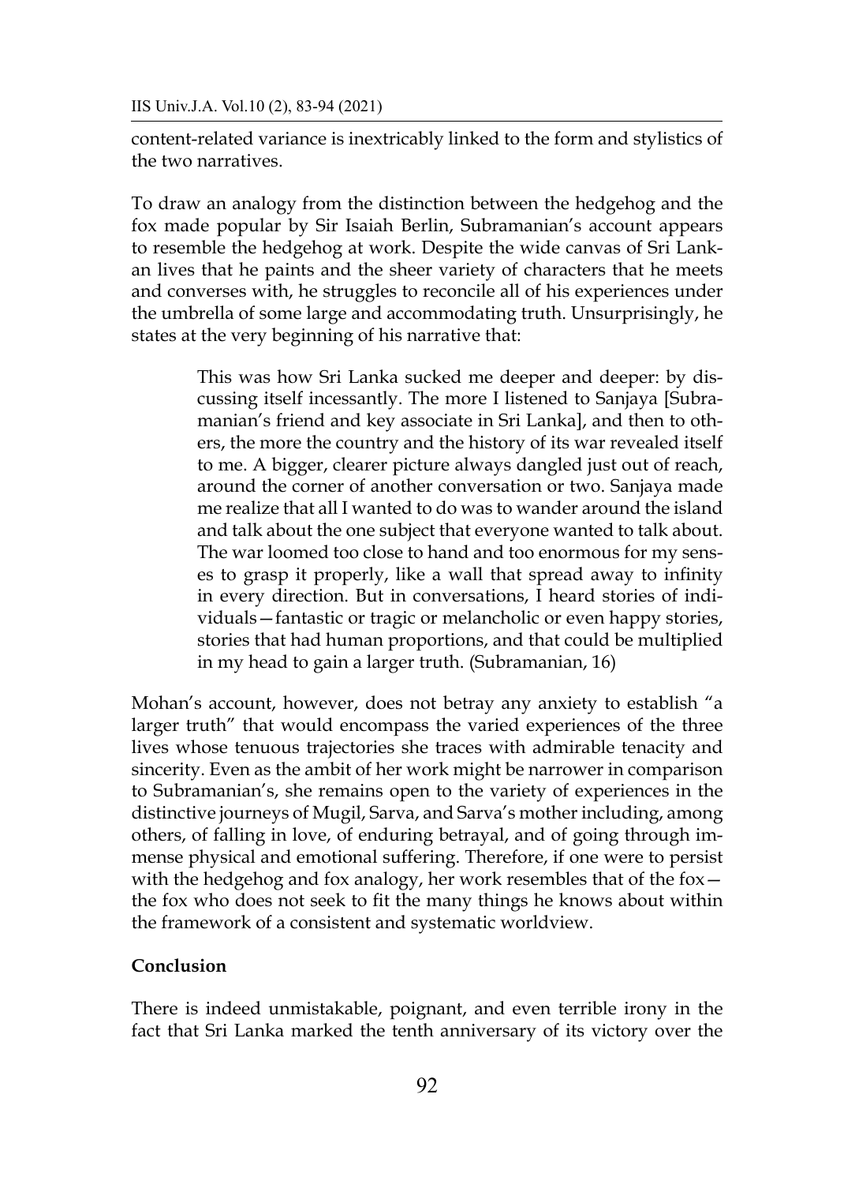content-related variance is inextricably linked to the form and stylistics of the two narratives.

To draw an analogy from the distinction between the hedgehog and the fox made popular by Sir Isaiah Berlin, Subramanian's account appears to resemble the hedgehog at work. Despite the wide canvas of Sri Lankan lives that he paints and the sheer variety of characters that he meets and converses with, he struggles to reconcile all of his experiences under the umbrella of some large and accommodating truth. Unsurprisingly, he states at the very beginning of his narrative that:

> This was how Sri Lanka sucked me deeper and deeper: by discussing itself incessantly. The more I listened to Sanjaya [Subramanian's friend and key associate in Sri Lanka], and then to others, the more the country and the history of its war revealed itself to me. A bigger, clearer picture always dangled just out of reach, around the corner of another conversation or two. Sanjaya made me realize that all I wanted to do was to wander around the island and talk about the one subject that everyone wanted to talk about. The war loomed too close to hand and too enormous for my senses to grasp it properly, like a wall that spread away to infinity in every direction. But in conversations, I heard stories of individuals—fantastic or tragic or melancholic or even happy stories, stories that had human proportions, and that could be multiplied in my head to gain a larger truth. (Subramanian, 16)

Mohan's account, however, does not betray any anxiety to establish "a larger truth" that would encompass the varied experiences of the three lives whose tenuous trajectories she traces with admirable tenacity and sincerity. Even as the ambit of her work might be narrower in comparison to Subramanian's, she remains open to the variety of experiences in the distinctive journeys of Mugil, Sarva, and Sarva's mother including, among others, of falling in love, of enduring betrayal, and of going through immense physical and emotional suffering. Therefore, if one were to persist with the hedgehog and fox analogy, her work resembles that of the fox—the fox who does not seek to fit the many things he knows about within the framework of a consistent and systematic worldview.

**Conclusion**

There is indeed unmistakable, poignant, and even terrible irony in the fact that Sri Lanka marked the tenth anniversary of its victory over the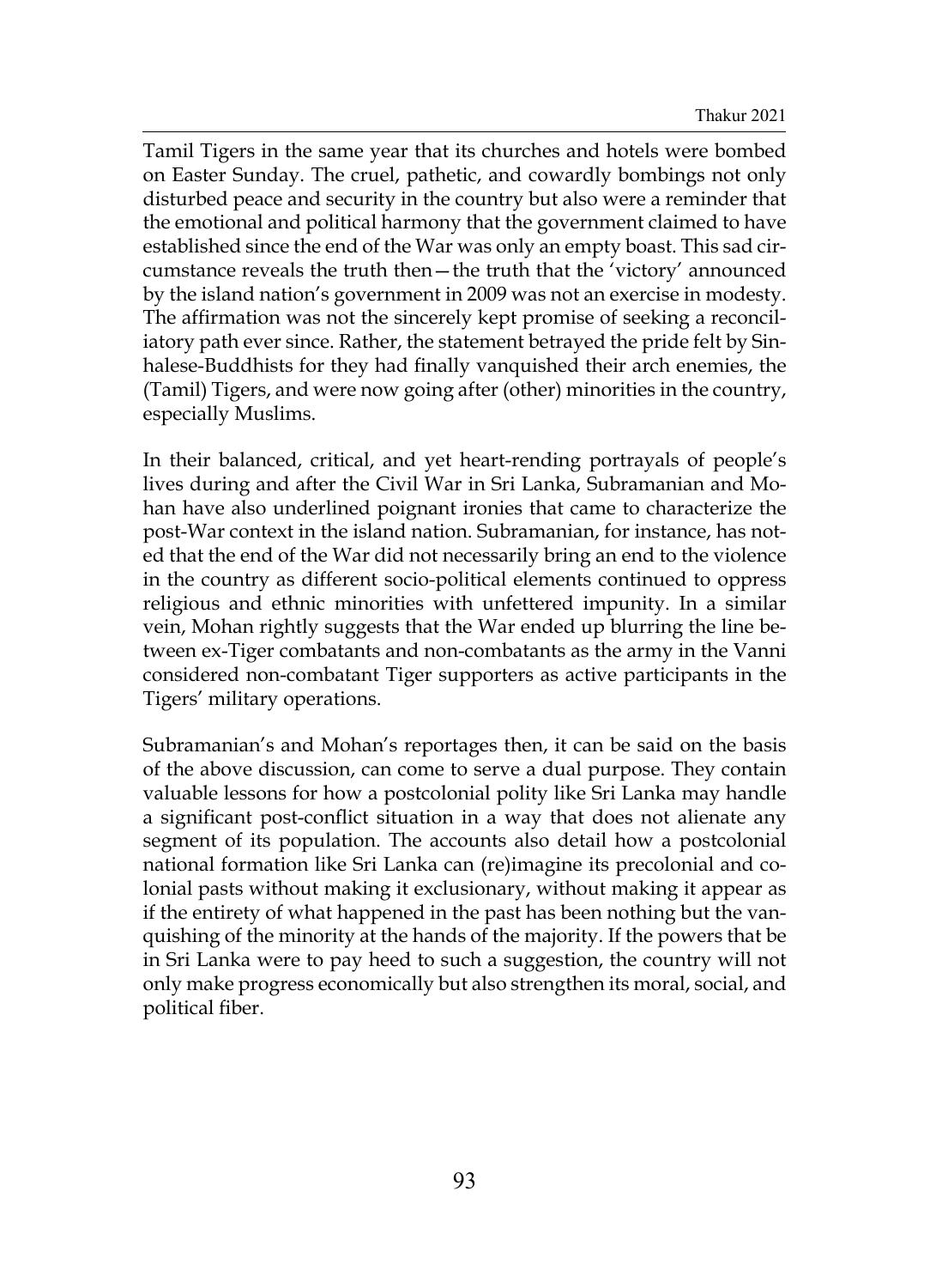Tamil Tigers in the same year that its churches and hotels were bombed on Easter Sunday. The cruel, pathetic, and cowardly bombings not only disturbed peace and security in the country but also were a reminder that the emotional and political harmony that the government claimed to have established since the end of the War was only an empty boast. This sad circumstance reveals the truth then—the truth that the 'victory' announced by the island nation's government in 2009 was not an exercise in modesty. The affirmation was not the sincerely kept promise of seeking a reconciliatory path ever since. Rather, the statement betrayed the pride felt by Sinhalese-Buddhists for they had finally vanquished their arch enemies, the (Tamil) Tigers, and were now going after (other) minorities in the country, especially Muslims.

In their balanced, critical, and yet heart-rending portrayals of people's lives during and after the Civil War in Sri Lanka, Subramanian and Mohan have also underlined poignant ironies that came to characterize the post-War context in the island nation. Subramanian, for instance, has noted that the end of the War did not necessarily bring an end to the violence in the country as different socio-political elements continued to oppress religious and ethnic minorities with unfettered impunity. In a similar vein, Mohan rightly suggests that the War ended up blurring the line between ex-Tiger combatants and non-combatants as the army in the Vanni considered non-combatant Tiger supporters as active participants in the Tigers' military operations.

Subramanian's and Mohan's reportages then, it can be said on the basis of the above discussion, can come to serve a dual purpose. They contain valuable lessons for how a postcolonial polity like Sri Lanka may handle a significant post-conflict situation in a way that does not alienate any segment of its population. The accounts also detail how a postcolonial national formation like Sri Lanka can (re)imagine its precolonial and colonial pasts without making it exclusionary, without making it appear as if the entirety of what happened in the past has been nothing but the vanquishing of the minority at the hands of the majority. If the powers that be in Sri Lanka were to pay heed to such a suggestion, the country will not only make progress economically but also strengthen its moral, social, and political fiber.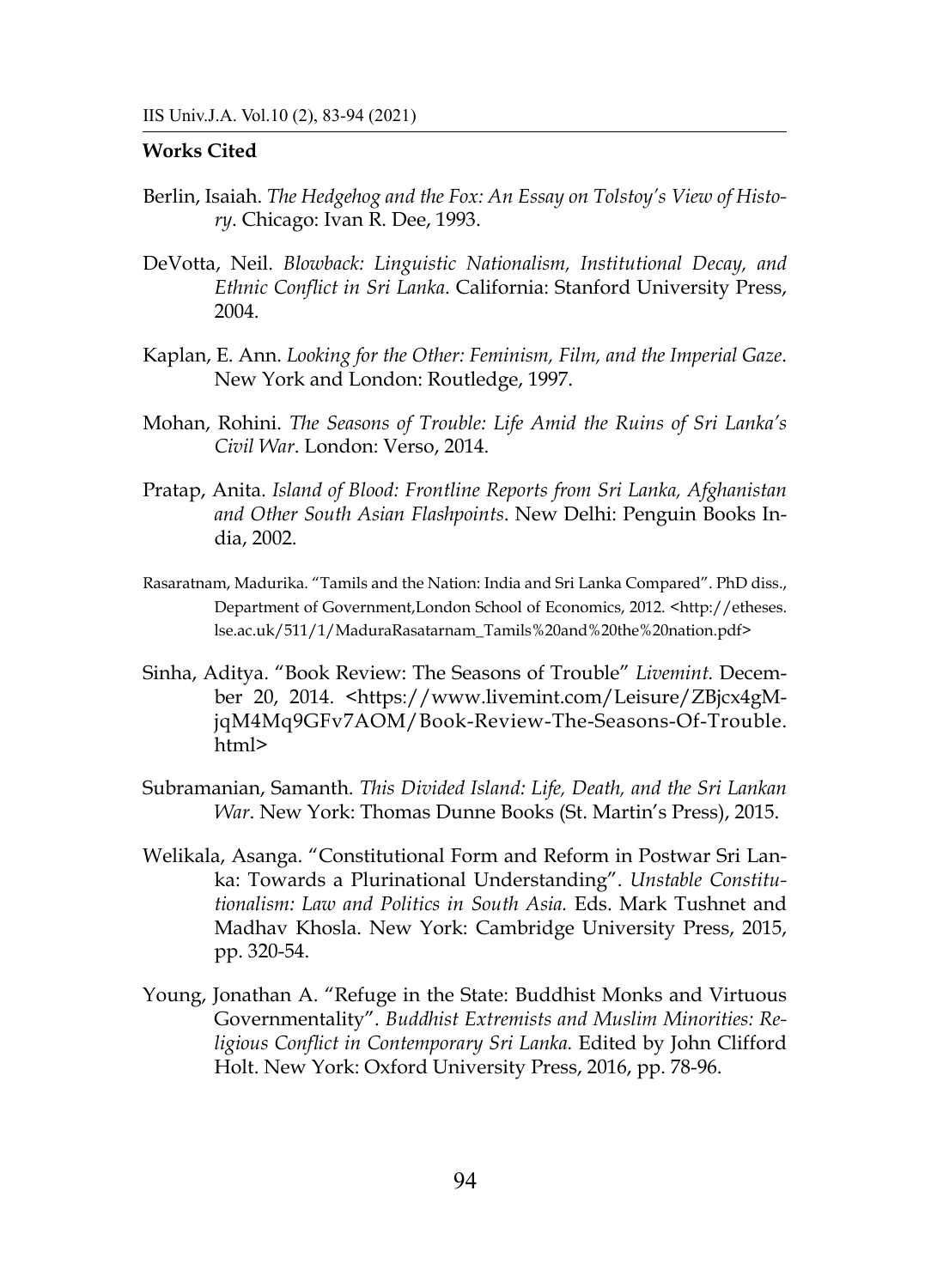**Works Cited**

Berlin, Isaiah. *The Hedgehog and the Fox: An Essay on Tolstoy's View of History*. Chicago: Ivan R. Dee, 1993.

DeVotta, Neil. *Blowback: Linguistic Nationalism, Institutional Decay, and Ethnic Conflict in Sri Lanka*. California: Stanford University Press, 2004.

Kaplan, E. Ann. *Looking for the Other: Feminism, Film, and the Imperial Gaze*. New York and London: Routledge, 1997.

Mohan, Rohini. *The Seasons of Trouble: Life Amid the Ruins of Sri Lanka's Civil War*. London: Verso, 2014.

Pratap, Anita. *Island of Blood: Frontline Reports from Sri Lanka, Afghanistan and Other South Asian Flashpoints*. New Delhi: Penguin Books India, 2002.

Rasaratnam, Madurika. "Tamils and the Nation: India and Sri Lanka Compared". PhD diss., Department of Government,London School of Economics, 2012. <http://etheses.lse.ac.uk/511/1/MaduraRasatarnam_Tamils%20and%20the%20nation.pdf>

Sinha, Aditya. "Book Review: The Seasons of Trouble" *Livemint.* December 20, 2014. <https://www.livemint.com/Leisure/ZBjcx4gMjqM4Mq9GFv7AOM/Book-Review-The-Seasons-Of-Trouble.html>

Subramanian, Samanth. *This Divided Island: Life, Death, and the Sri Lankan War*. New York: Thomas Dunne Books (St. Martin's Press), 2015.

Welikala, Asanga. "Constitutional Form and Reform in Postwar Sri Lanka: Towards a Plurinational Understanding". *Unstable Constitutionalism: Law and Politics in South Asia.* Eds. Mark Tushnet and Madhav Khosla. New York: Cambridge University Press, 2015, pp. 320-54.

Young, Jonathan A. "Refuge in the State: Buddhist Monks and Virtuous Governmentality". *Buddhist Extremists and Muslim Minorities: Religious Conflict in Contemporary Sri Lanka.* Edited by John Clifford Holt. New York: Oxford University Press, 2016, pp. 78-96.